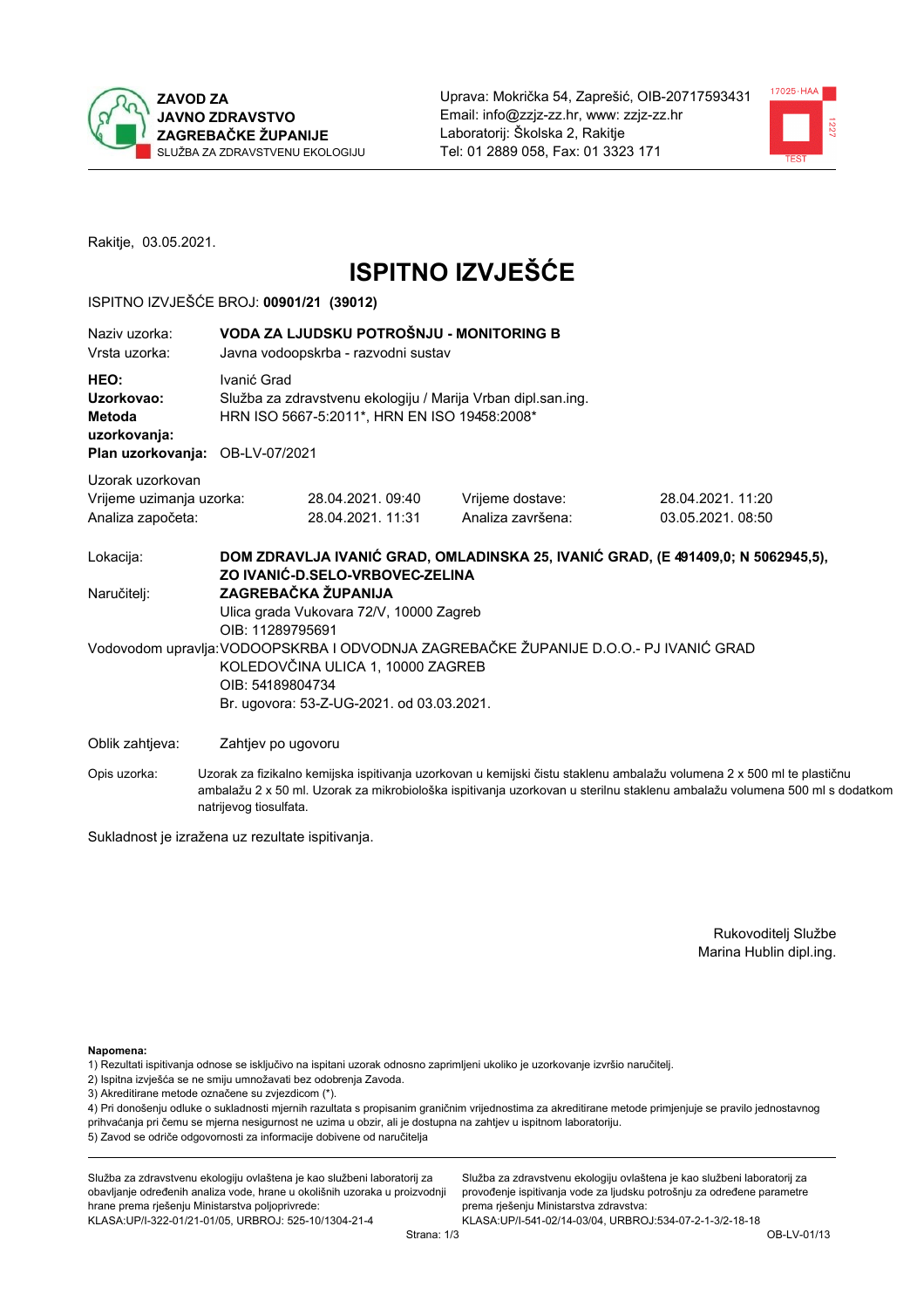**ZAVOD ZA JAVNO ZDRAVSTVO ZAGREBAČKE ŽUPANIJE**
SLUŽBA ZA ZDRAVSTVENU EKOLOGIJU

Uprava: Mokrička 54, Zaprešić, OIB-20717593431
Email: info@zzjz-zz.hr, www: zzjz-zz.hr
Laboratorij: Školska 2, Rakitje
Tel: 01 2889 058, Fax: 01 3323 171

Rakitje, 03.05.2021.

# ISPITNO IZVJEŠĆE

ISPITNO IZVJEŠĆE BROJ: **00901/21 (39012)**

| | |
|---|---|
| Naziv uzorka: | **VODA ZA LJUDSKU POTROŠNJU - MONITORING B** |
| Vrsta uzorka: | Javna vodoopskrba - razvodni sustav |
| **HEO:** | Ivanić Grad |
| **Uzorkovao:** | Služba za zdravstvenu ekologiju / Marija Vrban dipl.san.ing. |
| **Metoda uzorkovanja:** | HRN ISO 5667-5:2011*, HRN EN ISO 19458:2008* |
| **Plan uzorkovanja:** | OB-LV-07/2021 |

Uzorak uzorkovan

| | | | |
|---|---|---|---|
| Vrijeme uzimanja uzorka: | 28.04.2021. 09:40 | Vrijeme dostave: | 28.04.2021. 11:20 |
| Analiza započeta: | 28.04.2021. 11:31 | Analiza završena: | 03.05.2021. 08:50 |

| | |
|---|---|
| Lokacija: | **DOM ZDRAVLJA IVANIĆ GRAD, OMLADINSKA 25, IVANIĆ GRAD, (E 491409,0; N 5062945,5), ZO IVANIĆ-D.SELO-VRBOVEC-ZELINA** |
| Naručitelj: | **ZAGREBAČKA ŽUPANIJA**<br>Ulica grada Vukovara 72/V, 10000 Zagreb<br>OIB: 11289795691 |
| Vodovodom upravlja: | VODOOPSKRBA I ODVODNJA ZAGREBAČKE ŽUPANIJE D.O.O.- PJ IVANIĆ GRAD<br>KOLEDOVČINA ULICA 1, 10000 ZAGREB<br>OIB: 54189804734<br>Br. ugovora: 53-Z-UG-2021. od 03.03.2021. |
| Oblik zahtjeva: | Zahtjev po ugovoru |
| Opis uzorka: | Uzorak za fizikalno kemijska ispitivanja uzorkovan u kemijski čistu staklenu ambalažu volumena 2 x 500 ml te plastičnu ambalažu 2 x 50 ml. Uzorak za mikrobiološka ispitivanja uzorkovan u sterilnu staklenu ambalažu volumena 500 ml s dodatkom natrijevog tiosulfata. |

Sukladnost je izražena uz rezultate ispitivanja.

Rukovoditelj Službe
Marina Hublin dipl.ing.

**Napomena:**
1) Rezultati ispitivanja odnose se isključivo na ispitani uzorak odnosno zaprimljeni ukoliko je uzorkovanje izvršio naručitelj.
2) Ispitna izvješća se ne smiju umnožavati bez odobrenja Zavoda.
3) Akreditirane metode označene su zvjezdicom (*).
4) Pri donošenju odluke o sukladnosti mjernih razultata s propisanim graničnim vrijednostima za akreditirane metode primjenjuje se pravilo jednostavnog prihvaćanja pri čemu se mjerna nesigurnost ne uzima u obzir, ali je dostupna na zahtjev u ispitnom laboratoriju.
5) Zavod se odriče odgovornosti za informacije dobivene od naručitelja

Služba za zdravstvenu ekologiju ovlaštena je kao službeni laboratorij za obavljanje određenih analiza vode, hrane u okolišnih uzoraka u proizvodnji hrane prema rješenju Ministarstva poljoprivrede:
KLASA:UP/I-322-01/21-01/05, URBROJ: 525-10/1304-21-4

Služba za zdravstvenu ekologiju ovlaštena je kao službeni laboratorij za provođenje ispitivanja vode za ljudsku potrošnju za određene parametre prema rješenju Ministarstva zdravstva:
KLASA:UP/I-541-02/14-03/04, URBROJ:534-07-2-1-3/2-18-18

OB-LV-01/13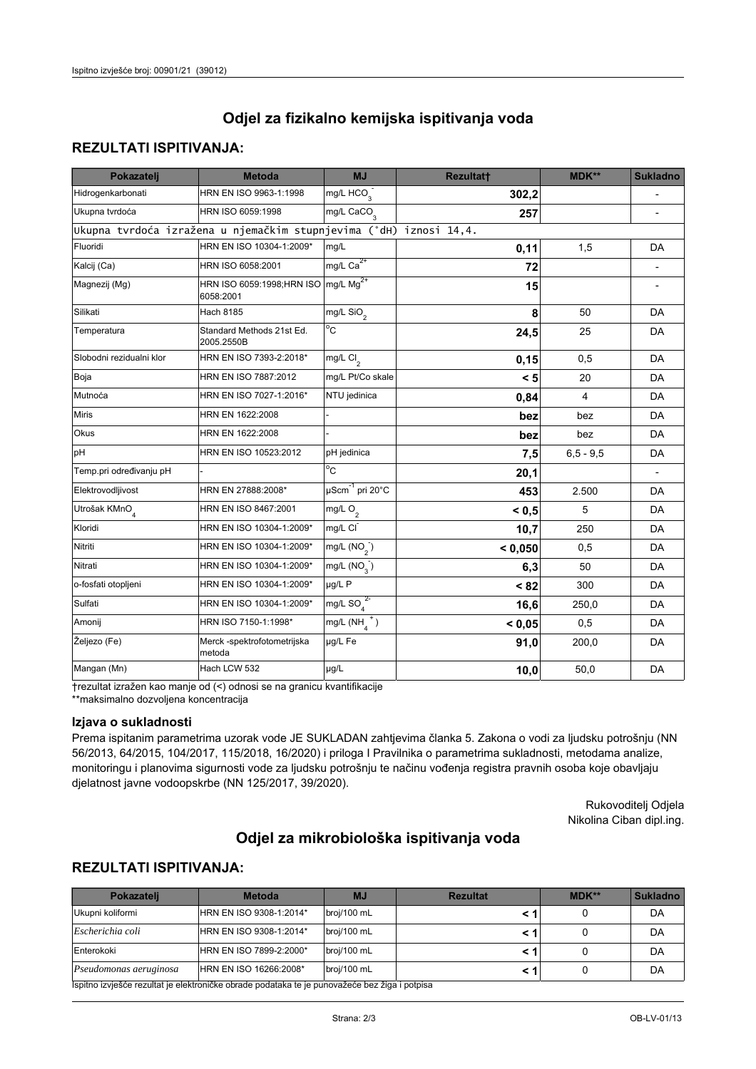# Odjel za fizikalno kemijska ispitivanja voda

## REZULTATI ISPITIVANJA:

| Pokazatelj | Metoda | MJ | Rezultat† | MDK** | Sukladno |
|---|---|---|---|---|---|
| Hidrogenkarbonati | HRN EN ISO 9963-1:1998 | mg/L $HCO_3^-$ | **302,2** | | - |
| Ukupna tvrdoća | HRN ISO 6059:1998 | mg/L $CaCO_3$ | **257** | | - |
| Ukupna tvrdoća izražena u njemačkim stupnjevima (°dH) iznosi 14,4. | | | | | |
| Fluoridi | HRN EN ISO 10304-1:2009* | mg/L | **0,11** | 1,5 | DA |
| Kalcij (Ca) | HRN ISO 6058:2001 | mg/L $Ca^{2+}$ | **72** | | - |
| Magnezij (Mg) | HRN ISO 6059:1998;HRN ISO 6058:2001 | mg/L $Mg^{2+}$ | **15** | | - |
| Silikati | Hach 8185 | mg/L $SiO_2$ | **8** | 50 | DA |
| Temperatura | Standard Methods 21st Ed. 2005.2550B | °C | **24,5** | 25 | DA |
| Slobodni rezidualni klor | HRN EN ISO 7393-2:2018* | mg/L $Cl_2$ | **0,15** | 0,5 | DA |
| Boja | HRN EN ISO 7887:2012 | mg/L Pt/Co skale | **< 5** | 20 | DA |
| Mutnoća | HRN EN ISO 7027-1:2016* | NTU jedinica | **0,84** | 4 | DA |
| Miris | HRN EN 1622:2008 | - | **bez** | bez | DA |
| Okus | HRN EN 1622:2008 | - | **bez** | bez | DA |
| pH | HRN EN ISO 10523:2012 | pH jedinica | **7,5** | 6,5 - 9,5 | DA |
| Temp.pri određivanju pH | - | °C | **20,1** | | - |
| Elektrovodljivost | HRN EN 27888:2008* | $\mu Scm^{-1}$ pri 20°C | **453** | 2.500 | DA |
| Utrošak $KMnO_4$ | HRN EN ISO 8467:2001 | mg/L $O_2$ | **< 0,5** | 5 | DA |
| Kloridi | HRN EN ISO 10304-1:2009* | mg/L $Cl^-$ | **10,7** | 250 | DA |
| Nitriti | HRN EN ISO 10304-1:2009* | mg/L ($NO_2^-$) | **< 0,050** | 0,5 | DA |
| Nitrati | HRN EN ISO 10304-1:2009* | mg/L ($NO_3^-$) | **6,3** | 50 | DA |
| o-fosfati otopljeni | HRN EN ISO 10304-1:2009* | µg/L P | **< 82** | 300 | DA |
| Sulfati | HRN EN ISO 10304-1:2009* | mg/L $SO_4^{2-}$ | **16,6** | 250,0 | DA |
| Amonij | HRN ISO 7150-1:1998* | mg/L ($NH_4^+$) | **< 0,05** | 0,5 | DA |
| Željezo (Fe) | Merck -spektrofotometrijska metoda | µg/L Fe | **91,0** | 200,0 | DA |
| Mangan (Mn) | Hach LCW 532 | µg/L | **10,0** | 50,0 | DA |

†rezultat izražen kao manje od (<) odnosi se na granicu kvantifikacije

**maksimalno dozvoljena koncentracija

### Izjava o sukladnosti

Prema ispitanim parametrima uzorak vode JE SUKLADAN zahtjevima članka 5. Zakona o vodi za ljudsku potrošnju (NN 56/2013, 64/2015, 104/2017, 115/2018, 16/2020) i priloga I Pravilnika o parametrima sukladnosti, metodama analize, monitoringu i planovima sigurnosti vode za ljudsku potrošnju te načinu vođenja registra pravnih osoba koje obavljaju djelatnost javne vodoopskrbe (NN 125/2017, 39/2020).

Rukovoditelj Odjela
Nikolina Ciban dipl.ing.

# Odjel za mikrobiološka ispitivanja voda

## REZULTATI ISPITIVANJA:

| Pokazatelj | Metoda | MJ | Rezultat | MDK** | Sukladno |
|---|---|---|---|---|---|
| Ukupni koliformi | HRN EN ISO 9308-1:2014* | broj/100 mL | **< 1** | 0 | DA |
| *Escherichia coli* | HRN EN ISO 9308-1:2014* | broj/100 mL | **< 1** | 0 | DA |
| Enterokoki | HRN EN ISO 7899-2:2000* | broj/100 mL | **< 1** | 0 | DA |
| *Pseudomonas aeruginosa* | HRN EN ISO 16266:2008* | broj/100 mL | **< 1** | 0 | DA |

Ispitno izvješće rezultat je elektroničke obrade podataka te je punovažeće bez žiga i potpisa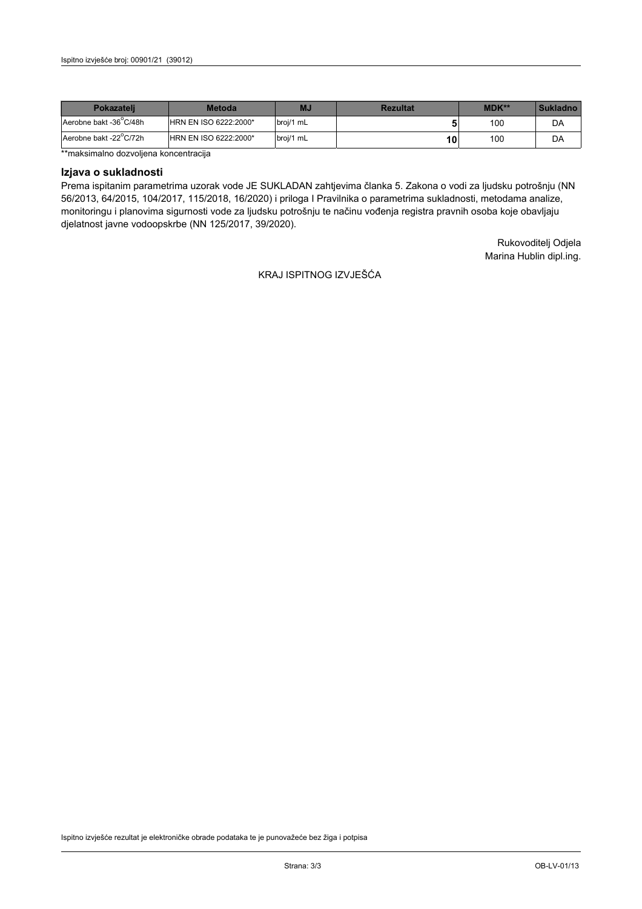| Pokazatelj | Metoda | MJ | Rezultat | MDK** | Sukladno |
|---|---|---|---|---|---|
| Aerobne bakt -36°C/48h | HRN EN ISO 6222:2000* | broj/1 mL | **5** | 100 | DA |
| Aerobne bakt -22°C/72h | HRN EN ISO 6222:2000* | broj/1 mL | **10** | 100 | DA |

**maksimalno dozvoljena koncentracija

## Izjava o sukladnosti

Prema ispitanim parametrima uzorak vode JE SUKLADAN zahtjevima članka 5. Zakona o vodi za ljudsku potrošnju (NN 56/2013, 64/2015, 104/2017, 115/2018, 16/2020) i priloga I Pravilnika o parametrima sukladnosti, metodama analize, monitoringu i planovima sigurnosti vode za ljudsku potrošnju te načinu vođenja registra pravnih osoba koje obavljaju djelatnost javne vodoopskrbe (NN 125/2017, 39/2020).

Rukovoditelj Odjela
Marina Hublin dipl.ing.

KRAJ ISPITNOG IZVJEŠĆA

Ispitno izvješće rezultat je elektroničke obrade podataka te je punovažeće bez žiga i potpisa